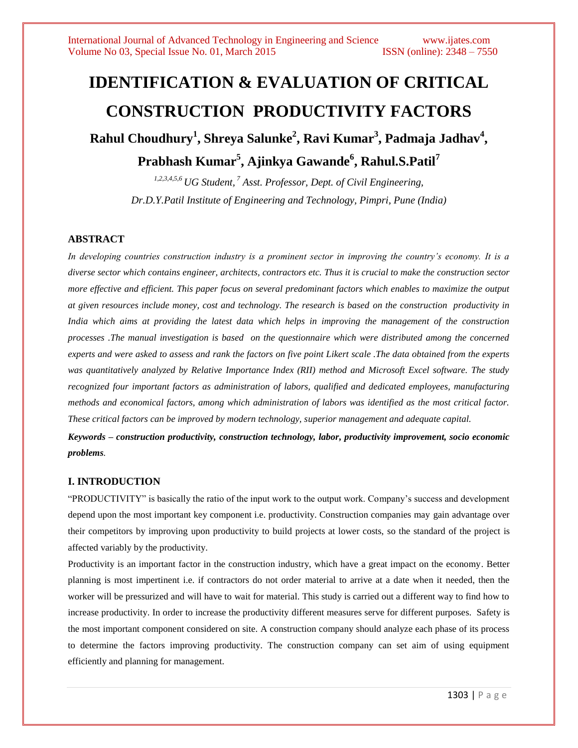# IDENTIFICATION & EVALUATION OF CRITICAL CONSTRUCTION PRODUCTIVITY FACTORS

**Rahul Choudhury[1], Shreya Salunke[2], Ravi Kumar[3], Padmaja Jadhav[4], Prabhash Kumar[5], Ajinkya Gawande[6], Rahul.S.Patil[7]**

*[1,2,3,4,5,6] UG Student, [7] Asst. Professor, Dept. of Civil Engineering, Dr.D.Y.Patil Institute of Engineering and Technology, Pimpri, Pune (India)*

## ABSTRACT

*In developing countries construction industry is a prominent sector in improving the country's economy. It is a diverse sector which contains engineer, architects, contractors etc. Thus it is crucial to make the construction sector more effective and efficient. This paper focus on several predominant factors which enables to maximize the output at given resources include money, cost and technology. The research is based on the construction productivity in India which aims at providing the latest data which helps in improving the management of the construction processes .The manual investigation is based on the questionnaire which were distributed among the concerned experts and were asked to assess and rank the factors on five point Likert scale .The data obtained from the experts was quantitatively analyzed by Relative Importance Index (RII) method and Microsoft Excel software. The study recognized four important factors as administration of labors, qualified and dedicated employees, manufacturing methods and economical factors, among which administration of labors was identified as the most critical factor. These critical factors can be improved by modern technology, superior management and adequate capital.*

***Keywords – construction productivity, construction technology, labor, productivity improvement, socio economic problems.***

## I. INTRODUCTION

"PRODUCTIVITY" is basically the ratio of the input work to the output work. Company's success and development depend upon the most important key component i.e. productivity. Construction companies may gain advantage over their competitors by improving upon productivity to build projects at lower costs, so the standard of the project is affected variably by the productivity.

Productivity is an important factor in the construction industry, which have a great impact on the economy. Better planning is most impertinent i.e. if contractors do not order material to arrive at a date when it needed, then the worker will be pressurized and will have to wait for material. This study is carried out a different way to find how to increase productivity. In order to increase the productivity different measures serve for different purposes. Safety is the most important component considered on site. A construction company should analyze each phase of its process to determine the factors improving productivity. The construction company can set aim of using equipment efficiently and planning for management.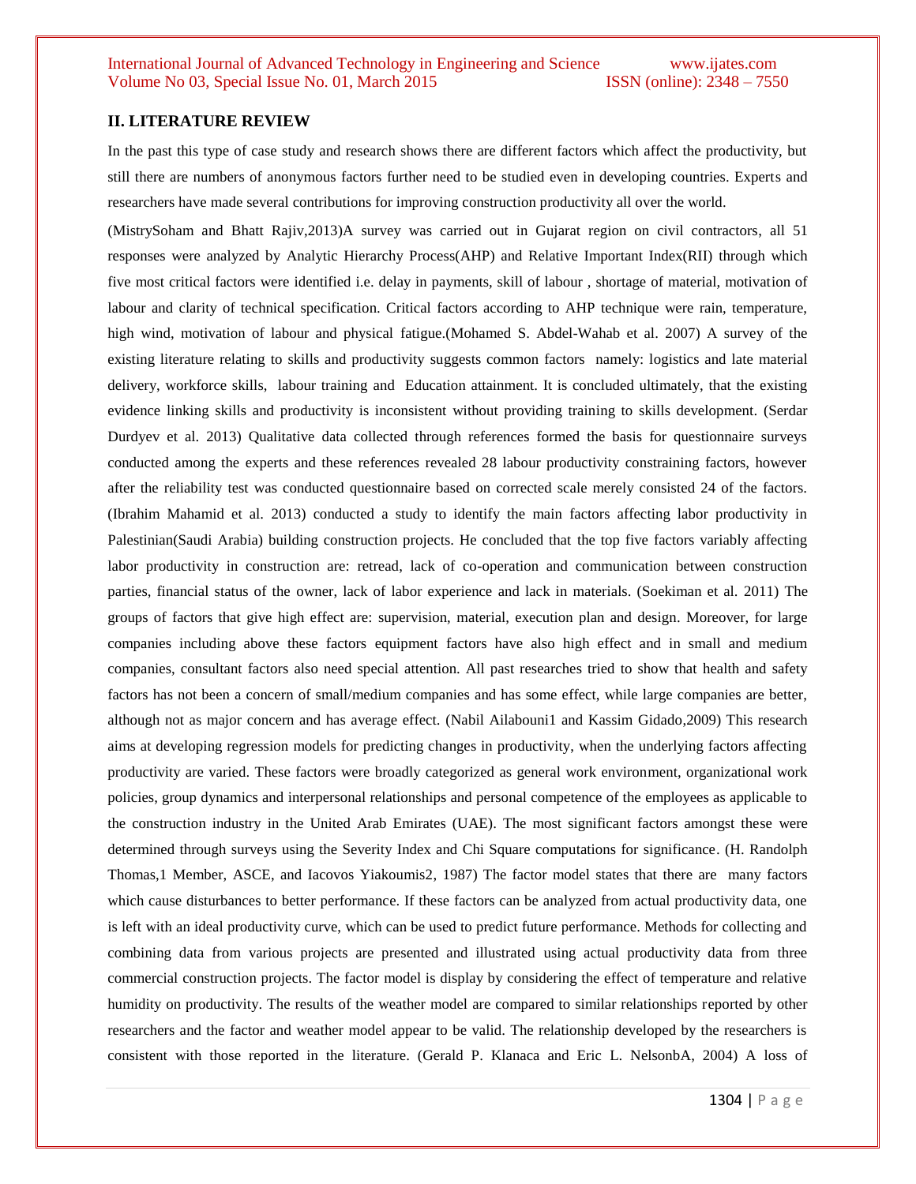## II. LITERATURE REVIEW

In the past this type of case study and research shows there are different factors which affect the productivity, but still there are numbers of anonymous factors further need to be studied even in developing countries. Experts and researchers have made several contributions for improving construction productivity all over the world.

(MistrySoham and Bhatt Rajiv,2013)A survey was carried out in Gujarat region on civil contractors, all 51 responses were analyzed by Analytic Hierarchy Process(AHP) and Relative Important Index(RII) through which five most critical factors were identified i.e. delay in payments, skill of labour , shortage of material, motivation of labour and clarity of technical specification. Critical factors according to AHP technique were rain, temperature, high wind, motivation of labour and physical fatigue.(Mohamed S. Abdel-Wahab et al. 2007) A survey of the existing literature relating to skills and productivity suggests common factors namely: logistics and late material delivery, workforce skills, labour training and Education attainment. It is concluded ultimately, that the existing evidence linking skills and productivity is inconsistent without providing training to skills development. (Serdar Durdyev et al. 2013) Qualitative data collected through references formed the basis for questionnaire surveys conducted among the experts and these references revealed 28 labour productivity constraining factors, however after the reliability test was conducted questionnaire based on corrected scale merely consisted 24 of the factors. (Ibrahim Mahamid et al. 2013) conducted a study to identify the main factors affecting labor productivity in Palestinian(Saudi Arabia) building construction projects. He concluded that the top five factors variably affecting labor productivity in construction are: retread, lack of co-operation and communication between construction parties, financial status of the owner, lack of labor experience and lack in materials. (Soekiman et al. 2011) The groups of factors that give high effect are: supervision, material, execution plan and design. Moreover, for large companies including above these factors equipment factors have also high effect and in small and medium companies, consultant factors also need special attention. All past researches tried to show that health and safety factors has not been a concern of small/medium companies and has some effect, while large companies are better, although not as major concern and has average effect. (Nabil Ailabouni1 and Kassim Gidado,2009) This research aims at developing regression models for predicting changes in productivity, when the underlying factors affecting productivity are varied. These factors were broadly categorized as general work environment, organizational work policies, group dynamics and interpersonal relationships and personal competence of the employees as applicable to the construction industry in the United Arab Emirates (UAE). The most significant factors amongst these were determined through surveys using the Severity Index and Chi Square computations for significance. (H. Randolph Thomas,1 Member, ASCE, and Iacovos Yiakoumis2, 1987) The factor model states that there are many factors which cause disturbances to better performance. If these factors can be analyzed from actual productivity data, one is left with an ideal productivity curve, which can be used to predict future performance. Methods for collecting and combining data from various projects are presented and illustrated using actual productivity data from three commercial construction projects. The factor model is display by considering the effect of temperature and relative humidity on productivity. The results of the weather model are compared to similar relationships reported by other researchers and the factor and weather model appear to be valid. The relationship developed by the researchers is consistent with those reported in the literature. (Gerald P. Klanaca and Eric L. NelsonbA, 2004) A loss of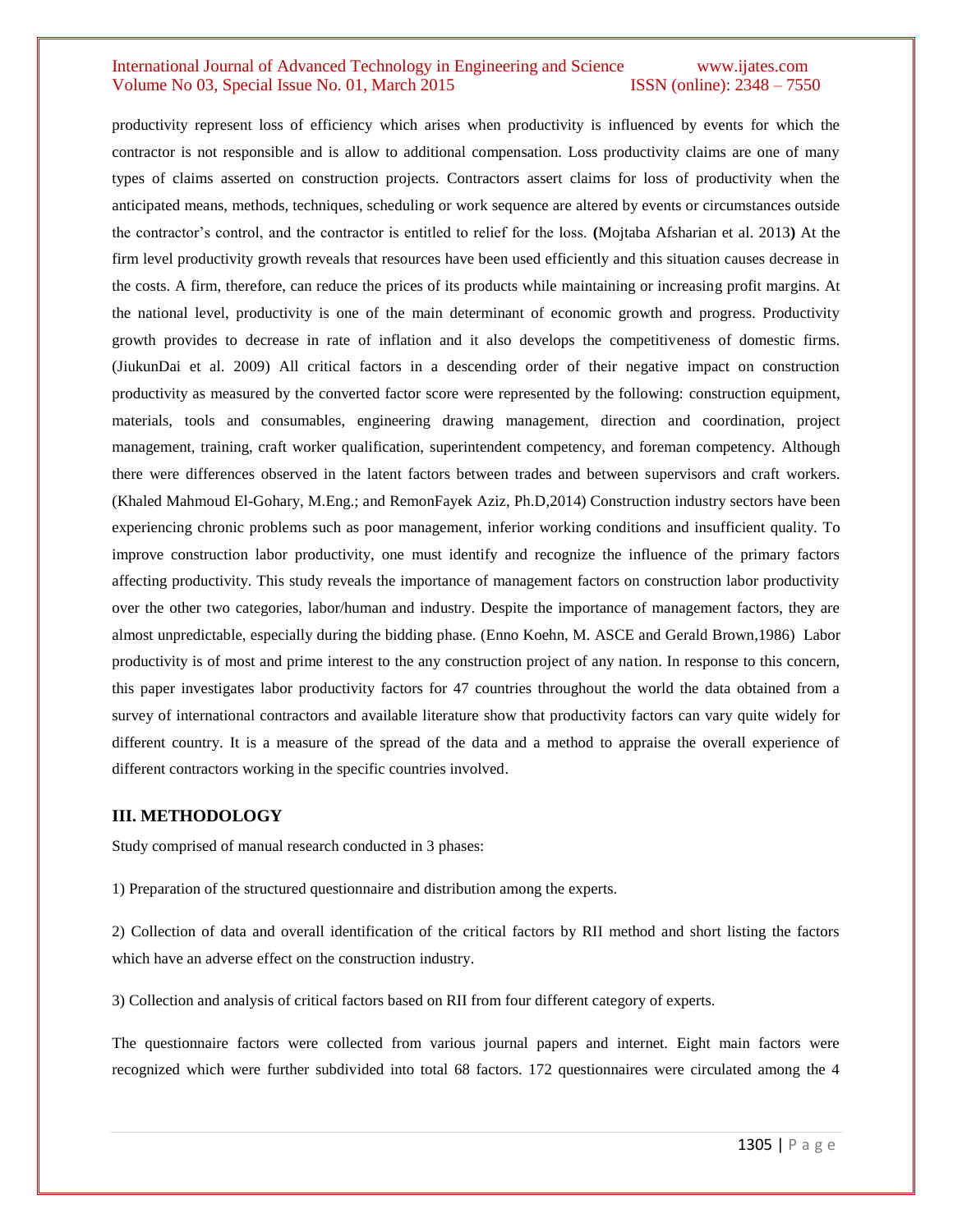productivity represent loss of efficiency which arises when productivity is influenced by events for which the contractor is not responsible and is allow to additional compensation. Loss productivity claims are one of many types of claims asserted on construction projects. Contractors assert claims for loss of productivity when the anticipated means, methods, techniques, scheduling or work sequence are altered by events or circumstances outside the contractor's control, and the contractor is entitled to relief for the loss. **(**Mojtaba Afsharian et al. 2013**)** At the firm level productivity growth reveals that resources have been used efficiently and this situation causes decrease in the costs. A firm, therefore, can reduce the prices of its products while maintaining or increasing profit margins. At the national level, productivity is one of the main determinant of economic growth and progress. Productivity growth provides to decrease in rate of inflation and it also develops the competitiveness of domestic firms. (JiukunDai et al. 2009) All critical factors in a descending order of their negative impact on construction productivity as measured by the converted factor score were represented by the following: construction equipment, materials, tools and consumables, engineering drawing management, direction and coordination, project management, training, craft worker qualification, superintendent competency, and foreman competency. Although there were differences observed in the latent factors between trades and between supervisors and craft workers. (Khaled Mahmoud El-Gohary, M.Eng.; and RemonFayek Aziz, Ph.D,2014) Construction industry sectors have been experiencing chronic problems such as poor management, inferior working conditions and insufficient quality. To improve construction labor productivity, one must identify and recognize the influence of the primary factors affecting productivity. This study reveals the importance of management factors on construction labor productivity over the other two categories, labor/human and industry. Despite the importance of management factors, they are almost unpredictable, especially during the bidding phase. (Enno Koehn, M. ASCE and Gerald Brown,1986) Labor productivity is of most and prime interest to the any construction project of any nation. In response to this concern, this paper investigates labor productivity factors for 47 countries throughout the world the data obtained from a survey of international contractors and available literature show that productivity factors can vary quite widely for different country. It is a measure of the spread of the data and a method to appraise the overall experience of different contractors working in the specific countries involved.

## III. METHODOLOGY

Study comprised of manual research conducted in 3 phases:

1) Preparation of the structured questionnaire and distribution among the experts.

2) Collection of data and overall identification of the critical factors by RII method and short listing the factors which have an adverse effect on the construction industry.

3) Collection and analysis of critical factors based on RII from four different category of experts.

The questionnaire factors were collected from various journal papers and internet. Eight main factors were recognized which were further subdivided into total 68 factors. 172 questionnaires were circulated among the 4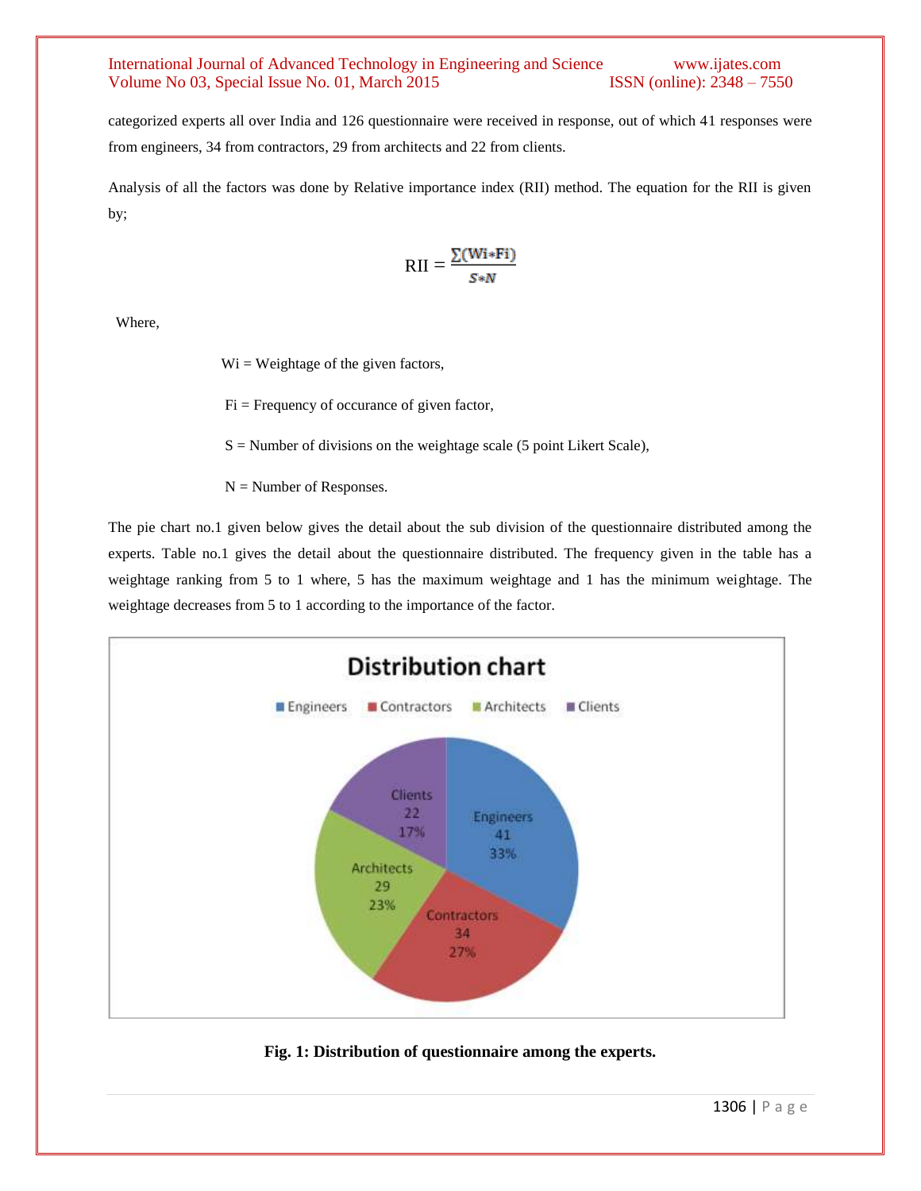categorized experts all over India and 126 questionnaire were received in response, out of which 41 responses were from engineers, 34 from contractors, 29 from architects and 22 from clients.

Analysis of all the factors was done by Relative importance index (RII) method. The equation for the RII is given by;

$$\text{RII} = \frac{\sum(Wi * Fi)}{S * N}$$

Where,

Wi = Weightage of the given factors,

Fi = Frequency of occurance of given factor,

S = Number of divisions on the weightage scale (5 point Likert Scale),

N = Number of Responses.

The pie chart no.1 given below gives the detail about the sub division of the questionnaire distributed among the experts. Table no.1 gives the detail about the questionnaire distributed. The frequency given in the table has a weightage ranking from 5 to 1 where, 5 has the maximum weightage and 1 has the minimum weightage. The weightage decreases from 5 to 1 according to the importance of the factor.

**Distribution chart**

| Category | Number | Percentage |
|---|---|---|
| Engineers | 41 | 33% |
| Contractors | 34 | 27% |
| Architects | 29 | 23% |
| Clients | 22 | 17% |

**Fig. 1: Distribution of questionnaire among the experts.**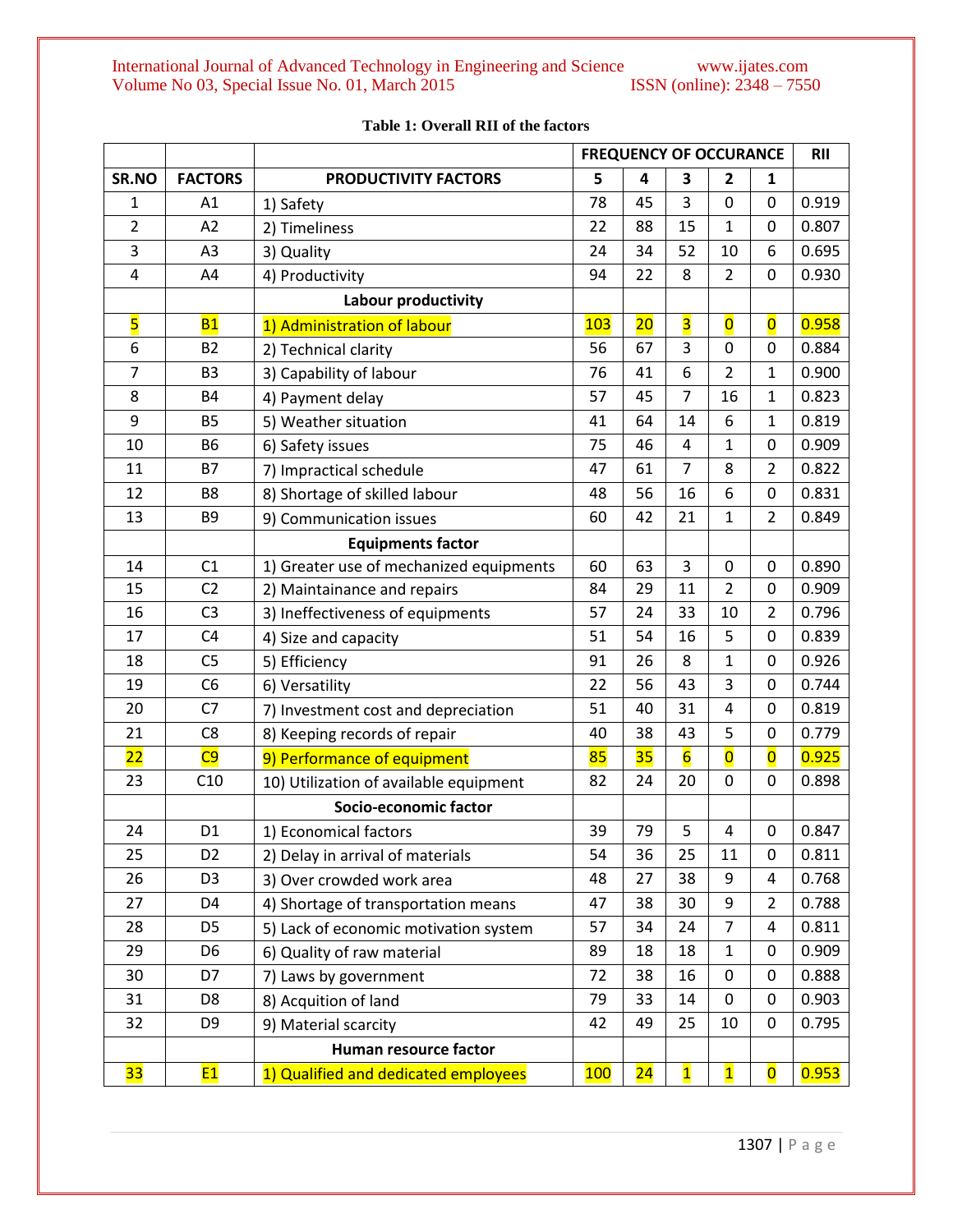**Table 1: Overall RII of the factors**

| | | | FREQUENCY OF OCCURANCE | | | | | RII |
|---|---|---|---|---|---|---|---|---|
| SR.NO | FACTORS | PRODUCTIVITY FACTORS | 5 | 4 | 3 | 2 | 1 | |
| 1 | A1 | 1) Safety | 78 | 45 | 3 | 0 | 0 | 0.919 |
| 2 | A2 | 2) Timeliness | 22 | 88 | 15 | 1 | 0 | 0.807 |
| 3 | A3 | 3) Quality | 24 | 34 | 52 | 10 | 6 | 0.695 |
| 4 | A4 | 4) Productivity | 94 | 22 | 8 | 2 | 0 | 0.930 |
| | | **Labour productivity** | | | | | | |
| 5 | B1 | 1) Administration of labour | 103 | 20 | 3 | 0 | 0 | 0.958 |
| 6 | B2 | 2) Technical clarity | 56 | 67 | 3 | 0 | 0 | 0.884 |
| 7 | B3 | 3) Capability of labour | 76 | 41 | 6 | 2 | 1 | 0.900 |
| 8 | B4 | 4) Payment delay | 57 | 45 | 7 | 16 | 1 | 0.823 |
| 9 | B5 | 5) Weather situation | 41 | 64 | 14 | 6 | 1 | 0.819 |
| 10 | B6 | 6) Safety issues | 75 | 46 | 4 | 1 | 0 | 0.909 |
| 11 | B7 | 7) Impractical schedule | 47 | 61 | 7 | 8 | 2 | 0.822 |
| 12 | B8 | 8) Shortage of skilled labour | 48 | 56 | 16 | 6 | 0 | 0.831 |
| 13 | B9 | 9) Communication issues | 60 | 42 | 21 | 1 | 2 | 0.849 |
| | | **Equipments factor** | | | | | | |
| 14 | C1 | 1) Greater use of mechanized equipments | 60 | 63 | 3 | 0 | 0 | 0.890 |
| 15 | C2 | 2) Maintainance and repairs | 84 | 29 | 11 | 2 | 0 | 0.909 |
| 16 | C3 | 3) Ineffectiveness of equipments | 57 | 24 | 33 | 10 | 2 | 0.796 |
| 17 | C4 | 4) Size and capacity | 51 | 54 | 16 | 5 | 0 | 0.839 |
| 18 | C5 | 5) Efficiency | 91 | 26 | 8 | 1 | 0 | 0.926 |
| 19 | C6 | 6) Versatility | 22 | 56 | 43 | 3 | 0 | 0.744 |
| 20 | C7 | 7) Investment cost and depreciation | 51 | 40 | 31 | 4 | 0 | 0.819 |
| 21 | C8 | 8) Keeping records of repair | 40 | 38 | 43 | 5 | 0 | 0.779 |
| 22 | C9 | 9) Performance of equipment | 85 | 35 | 6 | 0 | 0 | 0.925 |
| 23 | C10 | 10) Utilization of available equipment | 82 | 24 | 20 | 0 | 0 | 0.898 |
| | | **Socio-economic factor** | | | | | | |
| 24 | D1 | 1) Economical factors | 39 | 79 | 5 | 4 | 0 | 0.847 |
| 25 | D2 | 2) Delay in arrival of materials | 54 | 36 | 25 | 11 | 0 | 0.811 |
| 26 | D3 | 3) Over crowded work area | 48 | 27 | 38 | 9 | 4 | 0.768 |
| 27 | D4 | 4) Shortage of transportation means | 47 | 38 | 30 | 9 | 2 | 0.788 |
| 28 | D5 | 5) Lack of economic motivation system | 57 | 34 | 24 | 7 | 4 | 0.811 |
| 29 | D6 | 6) Quality of raw material | 89 | 18 | 18 | 1 | 0 | 0.909 |
| 30 | D7 | 7) Laws by government | 72 | 38 | 16 | 0 | 0 | 0.888 |
| 31 | D8 | 8) Acquition of land | 79 | 33 | 14 | 0 | 0 | 0.903 |
| 32 | D9 | 9) Material scarcity | 42 | 49 | 25 | 10 | 0 | 0.795 |
| | | **Human resource factor** | | | | | | |
| 33 | E1 | 1) Qualified and dedicated employees | 100 | 24 | 1 | 1 | 0 | 0.953 |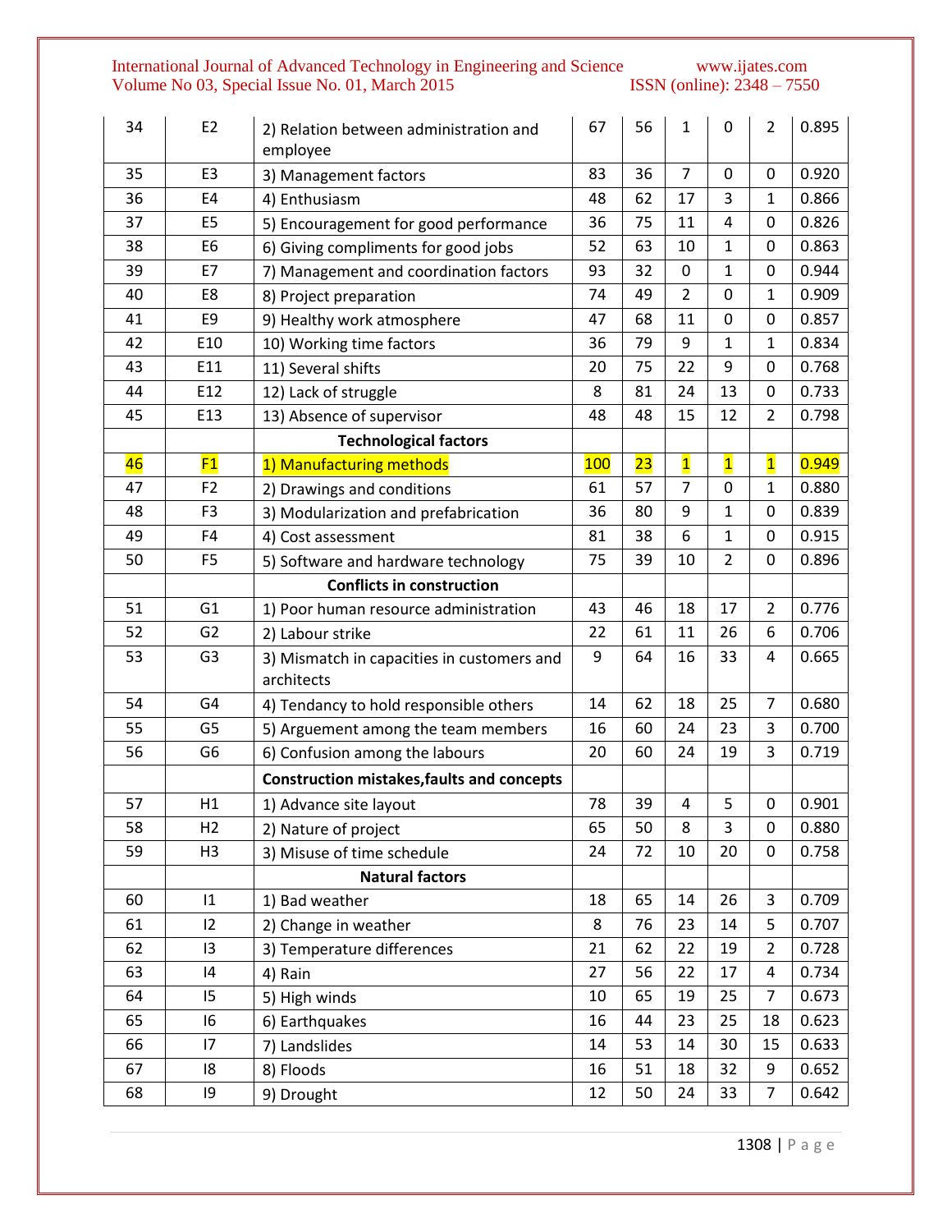| 34 | E2 | 2) Relation between administration and employee | 67 | 56 | 1 | 0 | 2 | 0.895 |
|---|---|---|---|---|---|---|---|---|
| 35 | E3 | 3) Management factors | 83 | 36 | 7 | 0 | 0 | 0.920 |
| 36 | E4 | 4) Enthusiasm | 48 | 62 | 17 | 3 | 1 | 0.866 |
| 37 | E5 | 5) Encouragement for good performance | 36 | 75 | 11 | 4 | 0 | 0.826 |
| 38 | E6 | 6) Giving compliments for good jobs | 52 | 63 | 10 | 1 | 0 | 0.863 |
| 39 | E7 | 7) Management and coordination factors | 93 | 32 | 0 | 1 | 0 | 0.944 |
| 40 | E8 | 8) Project preparation | 74 | 49 | 2 | 0 | 1 | 0.909 |
| 41 | E9 | 9) Healthy work atmosphere | 47 | 68 | 11 | 0 | 0 | 0.857 |
| 42 | E10 | 10) Working time factors | 36 | 79 | 9 | 1 | 1 | 0.834 |
| 43 | E11 | 11) Several shifts | 20 | 75 | 22 | 9 | 0 | 0.768 |
| 44 | E12 | 12) Lack of struggle | 8 | 81 | 24 | 13 | 0 | 0.733 |
| 45 | E13 | 13) Absence of supervisor | 48 | 48 | 15 | 12 | 2 | 0.798 |
| | | **Technological factors** | | | | | | |
| 46 | F1 | 1) Manufacturing methods | 100 | 23 | 1 | 1 | 1 | 0.949 |
| 47 | F2 | 2) Drawings and conditions | 61 | 57 | 7 | 0 | 1 | 0.880 |
| 48 | F3 | 3) Modularization and prefabrication | 36 | 80 | 9 | 1 | 0 | 0.839 |
| 49 | F4 | 4) Cost assessment | 81 | 38 | 6 | 1 | 0 | 0.915 |
| 50 | F5 | 5) Software and hardware technology | 75 | 39 | 10 | 2 | 0 | 0.896 |
| | | **Conflicts in construction** | | | | | | |
| 51 | G1 | 1) Poor human resource administration | 43 | 46 | 18 | 17 | 2 | 0.776 |
| 52 | G2 | 2) Labour strike | 22 | 61 | 11 | 26 | 6 | 0.706 |
| 53 | G3 | 3) Mismatch in capacities in customers and architects | 9 | 64 | 16 | 33 | 4 | 0.665 |
| 54 | G4 | 4) Tendancy to hold responsible others | 14 | 62 | 18 | 25 | 7 | 0.680 |
| 55 | G5 | 5) Arguement among the team members | 16 | 60 | 24 | 23 | 3 | 0.700 |
| 56 | G6 | 6) Confusion among the labours | 20 | 60 | 24 | 19 | 3 | 0.719 |
| | | **Construction mistakes,faults and concepts** | | | | | | |
| 57 | H1 | 1) Advance site layout | 78 | 39 | 4 | 5 | 0 | 0.901 |
| 58 | H2 | 2) Nature of project | 65 | 50 | 8 | 3 | 0 | 0.880 |
| 59 | H3 | 3) Misuse of time schedule | 24 | 72 | 10 | 20 | 0 | 0.758 |
| | | **Natural factors** | | | | | | |
| 60 | I1 | 1) Bad weather | 18 | 65 | 14 | 26 | 3 | 0.709 |
| 61 | I2 | 2) Change in weather | 8 | 76 | 23 | 14 | 5 | 0.707 |
| 62 | I3 | 3) Temperature differences | 21 | 62 | 22 | 19 | 2 | 0.728 |
| 63 | I4 | 4) Rain | 27 | 56 | 22 | 17 | 4 | 0.734 |
| 64 | I5 | 5) High winds | 10 | 65 | 19 | 25 | 7 | 0.673 |
| 65 | I6 | 6) Earthquakes | 16 | 44 | 23 | 25 | 18 | 0.623 |
| 66 | I7 | 7) Landslides | 14 | 53 | 14 | 30 | 15 | 0.633 |
| 67 | I8 | 8) Floods | 16 | 51 | 18 | 32 | 9 | 0.652 |
| 68 | I9 | 9) Drought | 12 | 50 | 24 | 33 | 7 | 0.642 |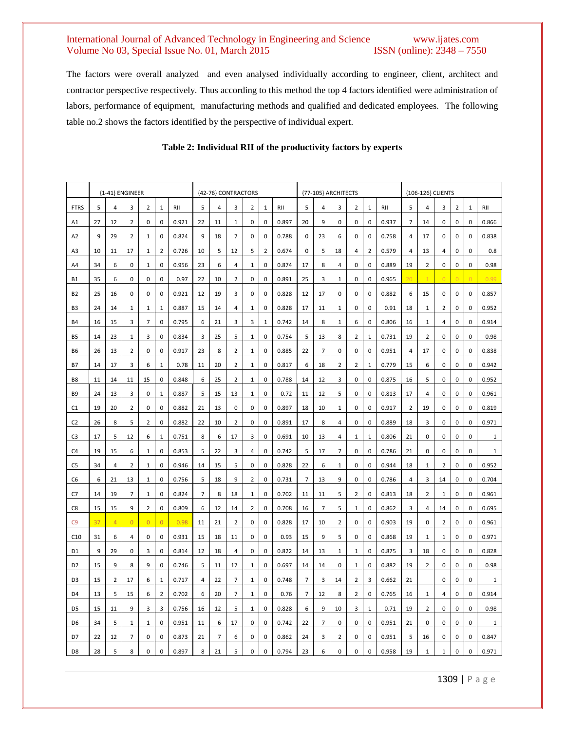The factors were overall analyzed and even analysed individually according to engineer, client, architect and contractor perspective respectively. Thus according to this method the top 4 factors identified were administration of labors, performance of equipment, manufacturing methods and qualified and dedicated employees. The following table no.2 shows the factors identified by the perspective of individual expert.

**Table 2: Individual RII of the productivity factors by experts**

| | {1-41} ENGINEER | | | | | | {42-76} CONTRACTORS | | | | | | {77-105} ARCHITECTS | | | | | | {106-126} CLIENTS | | | | | |
|---|---|---|---|---|---|---|---|---|---|---|---|---|---|---|---|---|---|---|---|---|---|---|---|---|
| FTRS | 5 | 4 | 3 | 2 | 1 | RII | 5 | 4 | 3 | 2 | 1 | RII | 5 | 4 | 3 | 2 | 1 | RII | 5 | 4 | 3 | 2 | 1 | RII |
| A1 | 27 | 12 | 2 | 0 | 0 | 0.921 | 22 | 11 | 1 | 0 | 0 | 0.897 | 20 | 9 | 0 | 0 | 0 | 0.937 | 7 | 14 | 0 | 0 | 0 | 0.866 |
| A2 | 9 | 29 | 2 | 1 | 0 | 0.824 | 9 | 18 | 7 | 0 | 0 | 0.788 | 0 | 23 | 6 | 0 | 0 | 0.758 | 4 | 17 | 0 | 0 | 0 | 0.838 |
| A3 | 10 | 11 | 17 | 1 | 2 | 0.726 | 10 | 5 | 12 | 5 | 2 | 0.674 | 0 | 5 | 18 | 4 | 2 | 0.579 | 4 | 13 | 4 | 0 | 0 | 0.8 |
| A4 | 34 | 6 | 0 | 1 | 0 | 0.956 | 23 | 6 | 4 | 1 | 0 | 0.874 | 17 | 8 | 4 | 0 | 0 | 0.889 | 19 | 2 | 0 | 0 | 0 | 0.98 |
| B1 | 35 | 6 | 0 | 0 | 0 | 0.97 | 22 | 10 | 2 | 0 | 0 | 0.891 | 25 | 3 | 1 | 0 | 0 | 0.965 | 20 | 1 | 0 | 0 | 0 | 0.99 |
| B2 | 25 | 16 | 0 | 0 | 0 | 0.921 | 12 | 19 | 3 | 0 | 0 | 0.828 | 12 | 17 | 0 | 0 | 0 | 0.882 | 6 | 15 | 0 | 0 | 0 | 0.857 |
| B3 | 24 | 14 | 1 | 1 | 1 | 0.887 | 15 | 14 | 4 | 1 | 0 | 0.828 | 17 | 11 | 1 | 0 | 0 | 0.91 | 18 | 1 | 2 | 0 | 0 | 0.952 |
| B4 | 16 | 15 | 3 | 7 | 0 | 0.795 | 6 | 21 | 3 | 3 | 1 | 0.742 | 14 | 8 | 1 | 6 | 0 | 0.806 | 16 | 1 | 4 | 0 | 0 | 0.914 |
| B5 | 14 | 23 | 1 | 3 | 0 | 0.834 | 3 | 25 | 5 | 1 | 0 | 0.754 | 5 | 13 | 8 | 2 | 1 | 0.731 | 19 | 2 | 0 | 0 | 0 | 0.98 |
| B6 | 26 | 13 | 2 | 0 | 0 | 0.917 | 23 | 8 | 2 | 1 | 0 | 0.885 | 22 | 7 | 0 | 0 | 0 | 0.951 | 4 | 17 | 0 | 0 | 0 | 0.838 |
| B7 | 14 | 17 | 3 | 6 | 1 | 0.78 | 11 | 20 | 2 | 1 | 0 | 0.817 | 6 | 18 | 2 | 2 | 1 | 0.779 | 15 | 6 | 0 | 0 | 0 | 0.942 |
| B8 | 11 | 14 | 11 | 15 | 0 | 0.848 | 6 | 25 | 2 | 1 | 0 | 0.788 | 14 | 12 | 3 | 0 | 0 | 0.875 | 16 | 5 | 0 | 0 | 0 | 0.952 |
| B9 | 24 | 13 | 3 | 0 | 1 | 0.887 | 5 | 15 | 13 | 1 | 0 | 0.72 | 11 | 12 | 5 | 0 | 0 | 0.813 | 17 | 4 | 0 | 0 | 0 | 0.961 |
| C1 | 19 | 20 | 2 | 0 | 0 | 0.882 | 21 | 13 | 0 | 0 | 0 | 0.897 | 18 | 10 | 1 | 0 | 0 | 0.917 | 2 | 19 | 0 | 0 | 0 | 0.819 |
| C2 | 26 | 8 | 5 | 2 | 0 | 0.882 | 22 | 10 | 2 | 0 | 0 | 0.891 | 17 | 8 | 4 | 0 | 0 | 0.889 | 18 | 3 | 0 | 0 | 0 | 0.971 |
| C3 | 17 | 5 | 12 | 6 | 1 | 0.751 | 8 | 6 | 17 | 3 | 0 | 0.691 | 10 | 13 | 4 | 1 | 1 | 0.806 | 21 | 0 | 0 | 0 | 0 | 1 |
| C4 | 19 | 15 | 6 | 1 | 0 | 0.853 | 5 | 22 | 3 | 4 | 0 | 0.742 | 5 | 17 | 7 | 0 | 0 | 0.786 | 21 | 0 | 0 | 0 | 0 | 1 |
| C5 | 34 | 4 | 2 | 1 | 0 | 0.946 | 14 | 15 | 5 | 0 | 0 | 0.828 | 22 | 6 | 1 | 0 | 0 | 0.944 | 18 | 1 | 2 | 0 | 0 | 0.952 |
| C6 | 6 | 21 | 13 | 1 | 0 | 0.756 | 5 | 18 | 9 | 2 | 0 | 0.731 | 7 | 13 | 9 | 0 | 0 | 0.786 | 4 | 3 | 14 | 0 | 0 | 0.704 |
| C7 | 14 | 19 | 7 | 1 | 0 | 0.824 | 7 | 8 | 18 | 1 | 0 | 0.702 | 11 | 11 | 5 | 2 | 0 | 0.813 | 18 | 2 | 1 | 0 | 0 | 0.961 |
| C8 | 15 | 15 | 9 | 2 | 0 | 0.809 | 6 | 12 | 14 | 2 | 0 | 0.708 | 16 | 7 | 5 | 1 | 0 | 0.862 | 3 | 4 | 14 | 0 | 0 | 0.695 |
| C9 | 37 | 4 | 0 | 0 | 0 | 0.98 | 11 | 21 | 2 | 0 | 0 | 0.828 | 17 | 10 | 2 | 0 | 0 | 0.903 | 19 | 0 | 2 | 0 | 0 | 0.961 |
| C10 | 31 | 6 | 4 | 0 | 0 | 0.931 | 15 | 18 | 11 | 0 | 0 | 0.93 | 15 | 9 | 5 | 0 | 0 | 0.868 | 19 | 1 | 1 | 0 | 0 | 0.971 |
| D1 | 9 | 29 | 0 | 3 | 0 | 0.814 | 12 | 18 | 4 | 0 | 0 | 0.822 | 14 | 13 | 1 | 1 | 0 | 0.875 | 3 | 18 | 0 | 0 | 0 | 0.828 |
| D2 | 15 | 9 | 8 | 9 | 0 | 0.746 | 5 | 11 | 17 | 1 | 0 | 0.697 | 14 | 14 | 0 | 1 | 0 | 0.882 | 19 | 2 | 0 | 0 | 0 | 0.98 |
| D3 | 15 | 2 | 17 | 6 | 1 | 0.717 | 4 | 22 | 7 | 1 | 0 | 0.748 | 7 | 3 | 14 | 2 | 3 | 0.662 | 21 | | 0 | 0 | 0 | 1 |
| D4 | 13 | 5 | 15 | 6 | 2 | 0.702 | 6 | 20 | 7 | 1 | 0 | 0.76 | 7 | 12 | 8 | 2 | 0 | 0.765 | 16 | 1 | 4 | 0 | 0 | 0.914 |
| D5 | 15 | 11 | 9 | 3 | 3 | 0.756 | 16 | 12 | 5 | 1 | 0 | 0.828 | 6 | 9 | 10 | 3 | 1 | 0.71 | 19 | 2 | 0 | 0 | 0 | 0.98 |
| D6 | 34 | 5 | 1 | 1 | 0 | 0.951 | 11 | 6 | 17 | 0 | 0 | 0.742 | 22 | 7 | 0 | 0 | 0 | 0.951 | 21 | 0 | 0 | 0 | 0 | 1 |
| D7 | 22 | 12 | 7 | 0 | 0 | 0.873 | 21 | 7 | 6 | 0 | 0 | 0.862 | 24 | 3 | 2 | 0 | 0 | 0.951 | 5 | 16 | 0 | 0 | 0 | 0.847 |
| D8 | 28 | 5 | 8 | 0 | 0 | 0.897 | 8 | 21 | 5 | 0 | 0 | 0.794 | 23 | 6 | 0 | 0 | 0 | 0.958 | 19 | 1 | 1 | 0 | 0 | 0.971 |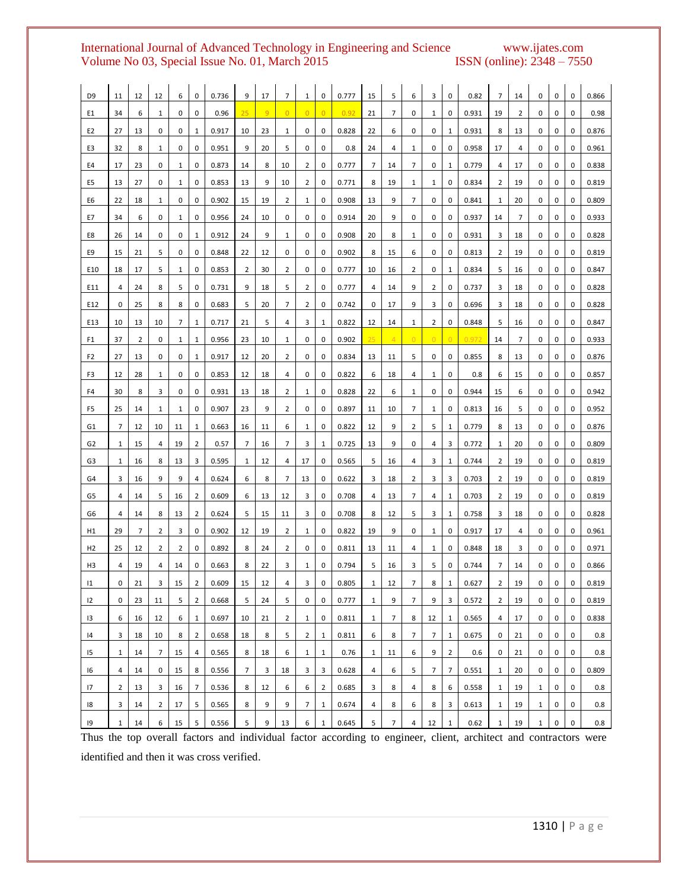| | | | | | | | | | | | | | | | | | | | | | | | | |
|---|---|---|---|---|---|---|---|---|---|---|---|---|---|---|---|---|---|---|---|---|---|---|---|---|
| D9 | 11 | 12 | 12 | 6 | 0 | 0.736 | 9 | 17 | 7 | 1 | 0 | 0.777 | 15 | 5 | 6 | 3 | 0 | 0.82 | 7 | 14 | 0 | 0 | 0 | 0.866 |
| E1 | 34 | 6 | 1 | 0 | 0 | 0.96 | 25 | 9 | 0 | 0 | 0 | 0.92 | 21 | 7 | 0 | 1 | 0 | 0.931 | 19 | 2 | 0 | 0 | 0 | 0.98 |
| E2 | 27 | 13 | 0 | 0 | 1 | 0.917 | 10 | 23 | 1 | 0 | 0 | 0.828 | 22 | 6 | 0 | 0 | 1 | 0.931 | 8 | 13 | 0 | 0 | 0 | 0.876 |
| E3 | 32 | 8 | 1 | 0 | 0 | 0.951 | 9 | 20 | 5 | 0 | 0 | 0.8 | 24 | 4 | 1 | 0 | 0 | 0.958 | 17 | 4 | 0 | 0 | 0 | 0.961 |
| E4 | 17 | 23 | 0 | 1 | 0 | 0.873 | 14 | 8 | 10 | 2 | 0 | 0.777 | 7 | 14 | 7 | 0 | 1 | 0.779 | 4 | 17 | 0 | 0 | 0 | 0.838 |
| E5 | 13 | 27 | 0 | 1 | 0 | 0.853 | 13 | 9 | 10 | 2 | 0 | 0.771 | 8 | 19 | 1 | 1 | 0 | 0.834 | 2 | 19 | 0 | 0 | 0 | 0.819 |
| E6 | 22 | 18 | 1 | 0 | 0 | 0.902 | 15 | 19 | 2 | 1 | 0 | 0.908 | 13 | 9 | 7 | 0 | 0 | 0.841 | 1 | 20 | 0 | 0 | 0 | 0.809 |
| E7 | 34 | 6 | 0 | 1 | 0 | 0.956 | 24 | 10 | 0 | 0 | 0 | 0.914 | 20 | 9 | 0 | 0 | 0 | 0.937 | 14 | 7 | 0 | 0 | 0 | 0.933 |
| E8 | 26 | 14 | 0 | 0 | 1 | 0.912 | 24 | 9 | 1 | 0 | 0 | 0.908 | 20 | 8 | 1 | 0 | 0 | 0.931 | 3 | 18 | 0 | 0 | 0 | 0.828 |
| E9 | 15 | 21 | 5 | 0 | 0 | 0.848 | 22 | 12 | 0 | 0 | 0 | 0.902 | 8 | 15 | 6 | 0 | 0 | 0.813 | 2 | 19 | 0 | 0 | 0 | 0.819 |
| E10 | 18 | 17 | 5 | 1 | 0 | 0.853 | 2 | 30 | 2 | 0 | 0 | 0.777 | 10 | 16 | 2 | 0 | 1 | 0.834 | 5 | 16 | 0 | 0 | 0 | 0.847 |
| E11 | 4 | 24 | 8 | 5 | 0 | 0.731 | 9 | 18 | 5 | 2 | 0 | 0.777 | 4 | 14 | 9 | 2 | 0 | 0.737 | 3 | 18 | 0 | 0 | 0 | 0.828 |
| E12 | 0 | 25 | 8 | 8 | 0 | 0.683 | 5 | 20 | 7 | 2 | 0 | 0.742 | 0 | 17 | 9 | 3 | 0 | 0.696 | 3 | 18 | 0 | 0 | 0 | 0.828 |
| E13 | 10 | 13 | 10 | 7 | 1 | 0.717 | 21 | 5 | 4 | 3 | 1 | 0.822 | 12 | 14 | 1 | 2 | 0 | 0.848 | 5 | 16 | 0 | 0 | 0 | 0.847 |
| F1 | 37 | 2 | 0 | 1 | 1 | 0.956 | 23 | 10 | 1 | 0 | 0 | 0.902 | 25 | 4 | 0 | 0 | 0 | 0.972 | 14 | 7 | 0 | 0 | 0 | 0.933 |
| F2 | 27 | 13 | 0 | 0 | 1 | 0.917 | 12 | 20 | 2 | 0 | 0 | 0.834 | 13 | 11 | 5 | 0 | 0 | 0.855 | 8 | 13 | 0 | 0 | 0 | 0.876 |
| F3 | 12 | 28 | 1 | 0 | 0 | 0.853 | 12 | 18 | 4 | 0 | 0 | 0.822 | 6 | 18 | 4 | 1 | 0 | 0.8 | 6 | 15 | 0 | 0 | 0 | 0.857 |
| F4 | 30 | 8 | 3 | 0 | 0 | 0.931 | 13 | 18 | 2 | 1 | 0 | 0.828 | 22 | 6 | 1 | 0 | 0 | 0.944 | 15 | 6 | 0 | 0 | 0 | 0.942 |
| F5 | 25 | 14 | 1 | 1 | 0 | 0.907 | 23 | 9 | 2 | 0 | 0 | 0.897 | 11 | 10 | 7 | 1 | 0 | 0.813 | 16 | 5 | 0 | 0 | 0 | 0.952 |
| G1 | 7 | 12 | 10 | 11 | 1 | 0.663 | 16 | 11 | 6 | 1 | 0 | 0.822 | 12 | 9 | 2 | 5 | 1 | 0.779 | 8 | 13 | 0 | 0 | 0 | 0.876 |
| G2 | 1 | 15 | 4 | 19 | 2 | 0.57 | 7 | 16 | 7 | 3 | 1 | 0.725 | 13 | 9 | 0 | 4 | 3 | 0.772 | 1 | 20 | 0 | 0 | 0 | 0.809 |
| G3 | 1 | 16 | 8 | 13 | 3 | 0.595 | 1 | 12 | 4 | 17 | 0 | 0.565 | 5 | 16 | 4 | 3 | 1 | 0.744 | 2 | 19 | 0 | 0 | 0 | 0.819 |
| G4 | 3 | 16 | 9 | 9 | 4 | 0.624 | 6 | 8 | 7 | 13 | 0 | 0.622 | 3 | 18 | 2 | 3 | 3 | 0.703 | 2 | 19 | 0 | 0 | 0 | 0.819 |
| G5 | 4 | 14 | 5 | 16 | 2 | 0.609 | 6 | 13 | 12 | 3 | 0 | 0.708 | 4 | 13 | 7 | 4 | 1 | 0.703 | 2 | 19 | 0 | 0 | 0 | 0.819 |
| G6 | 4 | 14 | 8 | 13 | 2 | 0.624 | 5 | 15 | 11 | 3 | 0 | 0.708 | 8 | 12 | 5 | 3 | 1 | 0.758 | 3 | 18 | 0 | 0 | 0 | 0.828 |
| H1 | 29 | 7 | 2 | 3 | 0 | 0.902 | 12 | 19 | 2 | 1 | 0 | 0.822 | 19 | 9 | 0 | 1 | 0 | 0.917 | 17 | 4 | 0 | 0 | 0 | 0.961 |
| H2 | 25 | 12 | 2 | 2 | 0 | 0.892 | 8 | 24 | 2 | 0 | 0 | 0.811 | 13 | 11 | 4 | 1 | 0 | 0.848 | 18 | 3 | 0 | 0 | 0 | 0.971 |
| H3 | 4 | 19 | 4 | 14 | 0 | 0.663 | 8 | 22 | 3 | 1 | 0 | 0.794 | 5 | 16 | 3 | 5 | 0 | 0.744 | 7 | 14 | 0 | 0 | 0 | 0.866 |
| I1 | 0 | 21 | 3 | 15 | 2 | 0.609 | 15 | 12 | 4 | 3 | 0 | 0.805 | 1 | 12 | 7 | 8 | 1 | 0.627 | 2 | 19 | 0 | 0 | 0 | 0.819 |
| I2 | 0 | 23 | 11 | 5 | 2 | 0.668 | 5 | 24 | 5 | 0 | 0 | 0.777 | 1 | 9 | 7 | 9 | 3 | 0.572 | 2 | 19 | 0 | 0 | 0 | 0.819 |
| I3 | 6 | 16 | 12 | 6 | 1 | 0.697 | 10 | 21 | 2 | 1 | 0 | 0.811 | 1 | 7 | 8 | 12 | 1 | 0.565 | 4 | 17 | 0 | 0 | 0 | 0.838 |
| I4 | 3 | 18 | 10 | 8 | 2 | 0.658 | 18 | 8 | 5 | 2 | 1 | 0.811 | 6 | 8 | 7 | 7 | 1 | 0.675 | 0 | 21 | 0 | 0 | 0 | 0.8 |
| I5 | 1 | 14 | 7 | 15 | 4 | 0.565 | 8 | 18 | 6 | 1 | 1 | 0.76 | 1 | 11 | 6 | 9 | 2 | 0.6 | 0 | 21 | 0 | 0 | 0 | 0.8 |
| I6 | 4 | 14 | 0 | 15 | 8 | 0.556 | 7 | 3 | 18 | 3 | 3 | 0.628 | 4 | 6 | 5 | 7 | 7 | 0.551 | 1 | 20 | 0 | 0 | 0 | 0.809 |
| I7 | 2 | 13 | 3 | 16 | 7 | 0.536 | 8 | 12 | 6 | 6 | 2 | 0.685 | 3 | 8 | 4 | 8 | 6 | 0.558 | 1 | 19 | 1 | 0 | 0 | 0.8 |
| I8 | 3 | 14 | 2 | 17 | 5 | 0.565 | 8 | 9 | 9 | 7 | 1 | 0.674 | 4 | 8 | 6 | 8 | 3 | 0.613 | 1 | 19 | 1 | 0 | 0 | 0.8 |
| I9 | 1 | 14 | 6 | 15 | 5 | 0.556 | 5 | 9 | 13 | 6 | 1 | 0.645 | 5 | 7 | 4 | 12 | 1 | 0.62 | 1 | 19 | 1 | 0 | 0 | 0.8 |

Thus the top overall factors and individual factor according to engineer, client, architect and contractors were identified and then it was cross verified.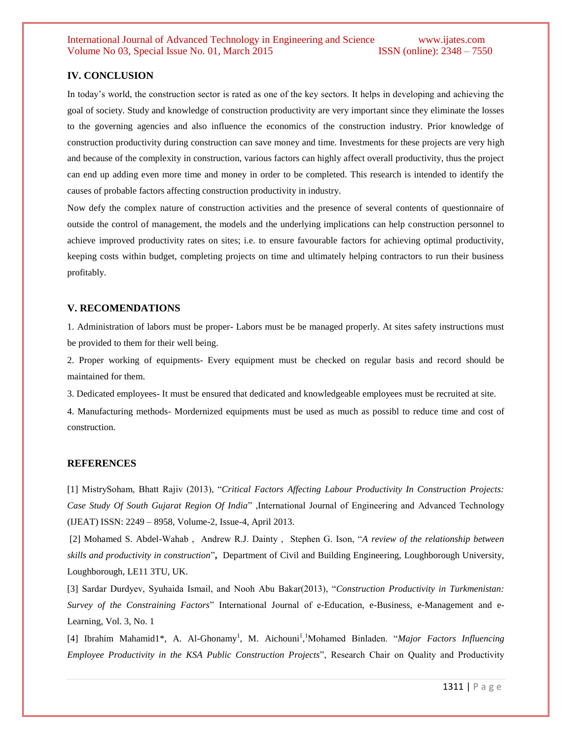## IV. CONCLUSION

In today's world, the construction sector is rated as one of the key sectors. It helps in developing and achieving the goal of society. Study and knowledge of construction productivity are very important since they eliminate the losses to the governing agencies and also influence the economics of the construction industry. Prior knowledge of construction productivity during construction can save money and time. Investments for these projects are very high and because of the complexity in construction, various factors can highly affect overall productivity, thus the project can end up adding even more time and money in order to be completed. This research is intended to identify the causes of probable factors affecting construction productivity in industry.

Now defy the complex nature of construction activities and the presence of several contents of questionnaire of outside the control of management, the models and the underlying implications can help construction personnel to achieve improved productivity rates on sites; i.e. to ensure favourable factors for achieving optimal productivity, keeping costs within budget, completing projects on time and ultimately helping contractors to run their business profitably.

## V. RECOMENDATIONS

1. Administration of labors must be proper- Labors must be be managed properly. At sites safety instructions must be provided to them for their well being.

2. Proper working of equipments- Every equipment must be checked on regular basis and record should be maintained for them.

3. Dedicated employees- It must be ensured that dedicated and knowledgeable employees must be recruited at site.

4. Manufacturing methods- Mordernized equipments must be used as much as possibl to reduce time and cost of construction.

## REFERENCES

[1] MistrySoham, Bhatt Rajiv (2013), "*Critical Factors Affecting Labour Productivity In Construction Projects: Case Study Of South Gujarat Region Of India*" ,International Journal of Engineering and Advanced Technology (IJEAT) ISSN: 2249 – 8958, Volume-2, Issue-4, April 2013.

[2] Mohamed S. Abdel-Wahab , Andrew R.J. Dainty , Stephen G. Ison, "*A review of the relationship between skills and productivity in construction*", Department of Civil and Building Engineering, Loughborough University, Loughborough, LE11 3TU, UK.

[3] Sardar Durdyev, Syuhaida Ismail, and Nooh Abu Bakar(2013), "*Construction Productivity in Turkmenistan: Survey of the Constraining Factors*" International Journal of e-Education, e-Business, e-Management and e-Learning, Vol. 3, No. 1

[4] Ibrahim Mahamid1*, A. Al-Ghonamy[1], M. Aichouni[1],[1]Mohamed Binladen. "*Major Factors Influencing Employee Productivity in the KSA Public Construction Projects*", Research Chair on Quality and Productivity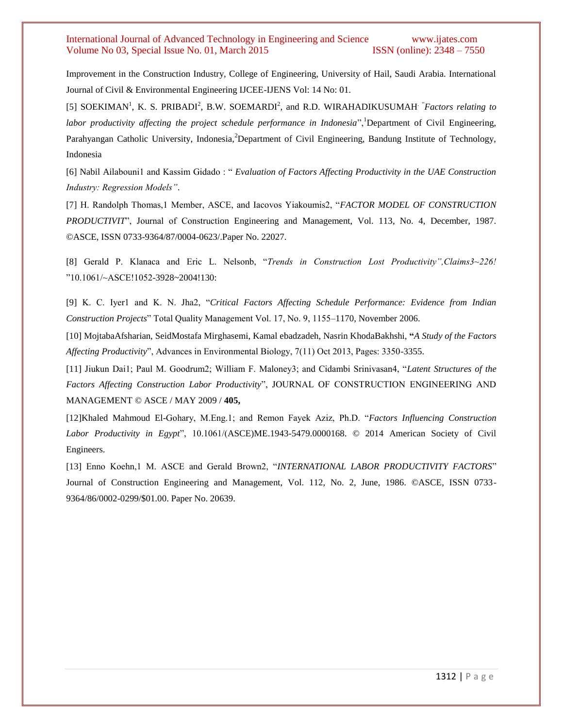Improvement in the Construction Industry, College of Engineering, University of Hail, Saudi Arabia. International Journal of Civil & Environmental Engineering IJCEE-IJENS Vol: 14 No: 01.

[5] SOEKIMAN[1], K. S. PRIBADI[2], B.W. SOEMARDI[2], and R.D. WIRAHADIKUSUMAH "*Factors relating to labor productivity affecting the project schedule performance in Indonesia*",[1]Department of Civil Engineering, Parahyangan Catholic University, Indonesia,[2]Department of Civil Engineering, Bandung Institute of Technology, Indonesia

[6] Nabil Ailabouni1 and Kassim Gidado : " *Evaluation of Factors Affecting Productivity in the UAE Construction Industry: Regression Models"*.

[7] H. Randolph Thomas,1 Member, ASCE, and Iacovos Yiakoumis2, "*FACTOR MODEL OF CONSTRUCTION PRODUCTIVIT*", Journal of Construction Engineering and Management, Vol. 113, No. 4, December, 1987. ©ASCE, ISSN 0733-9364/87/0004-0623/.Paper No. 22027.

[8] Gerald P. Klanaca and Eric L. Nelsonb, "*Trends in Construction Lost Productivity",Claims3~226!* "10.1061/~ASCE!1052-3928~2004!130:

[9] K. C. Iyer1 and K. N. Jha2, "*Critical Factors Affecting Schedule Performance: Evidence from Indian Construction Projects*" Total Quality Management Vol. 17, No. 9, 1155–1170, November 2006.

[10] MojtabaAfsharian, SeidMostafa Mirghasemi, Kamal ebadzadeh, Nasrin KhodaBakhshi, **"***A Study of the Factors Affecting Productivity*", Advances in Environmental Biology, 7(11) Oct 2013, Pages: 3350-3355.

[11] Jiukun Dai1; Paul M. Goodrum2; William F. Maloney3; and Cidambi Srinivasan4, "*Latent Structures of the Factors Affecting Construction Labor Productivity*", JOURNAL OF CONSTRUCTION ENGINEERING AND MANAGEMENT © ASCE / MAY 2009 / **405,**

[12]Khaled Mahmoud El-Gohary, M.Eng.1; and Remon Fayek Aziz, Ph.D. "*Factors Influencing Construction Labor Productivity in Egypt*", 10.1061/(ASCE)ME.1943-5479.0000168. © 2014 American Society of Civil Engineers.

[13] Enno Koehn,1 M. ASCE and Gerald Brown2, "*INTERNATIONAL LABOR PRODUCTIVITY FACTORS*" Journal of Construction Engineering and Management, Vol. 112, No. 2, June, 1986. ©ASCE, ISSN 0733-9364/86/0002-0299/$01.00. Paper No. 20639.